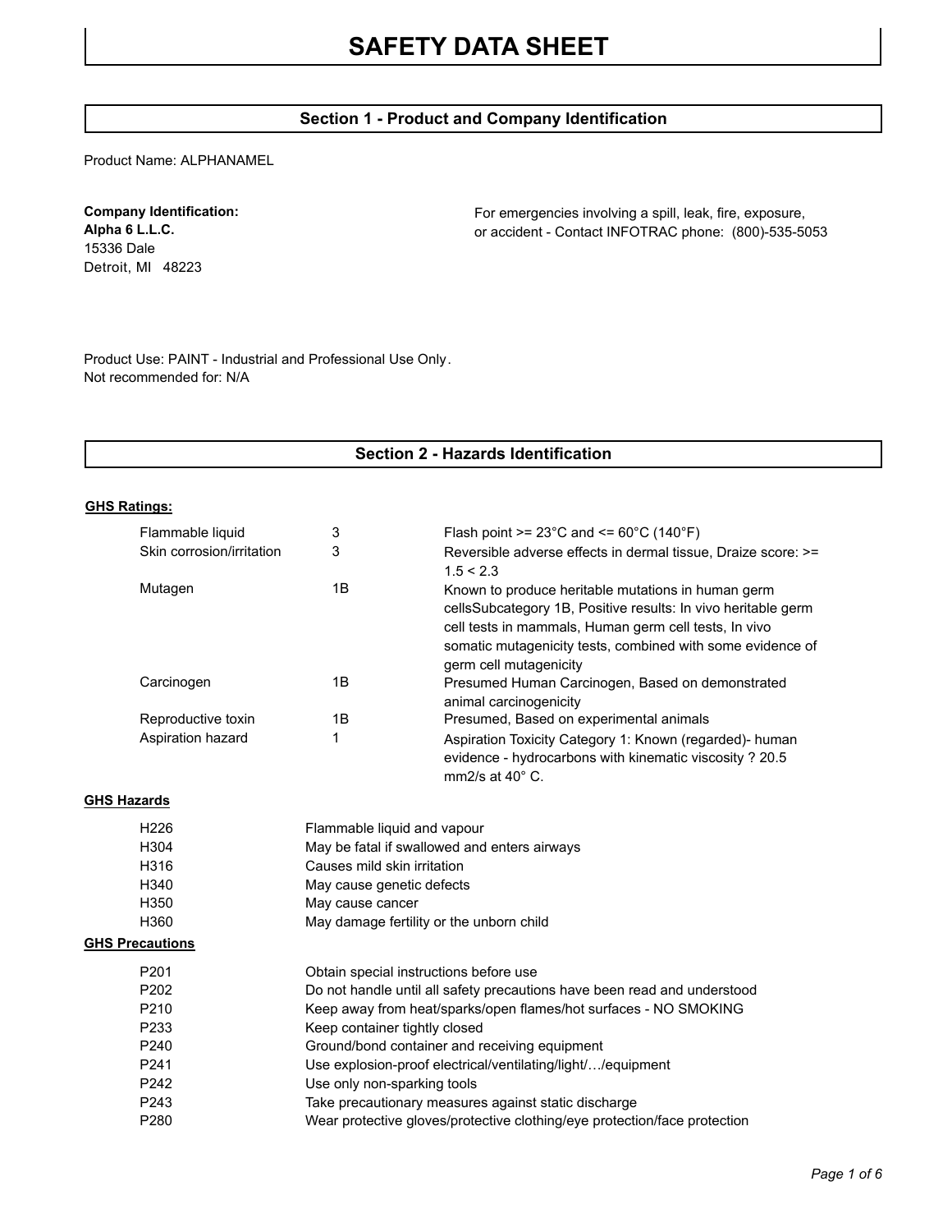# SAFETY DATA SHEET

## Section 1 - Product and Company Identification

Product Name: ALPHANAMEL

**Company Identification:**
**Alpha 6 L.L.C.**
15336 Dale
Detroit, MI 48223

For emergencies involving a spill, leak, fire, exposure, or accident - Contact INFOTRAC phone: (800)-535-5053

Product Use: PAINT - Industrial and Professional Use Only.
Not recommended for: N/A

## Section 2 - Hazards Identification

**GHS Ratings:**

| | | |
|---|---|---|
| Flammable liquid | 3 | Flash point >= 23°C and <= 60°C (140°F) |
| Skin corrosion/irritation | 3 | Reversible adverse effects in dermal tissue, Draize score: >= 1.5 < 2.3 |
| Mutagen | 1B | Known to produce heritable mutations in human germ cellsSubcategory 1B, Positive results: In vivo heritable germ cell tests in mammals, Human germ cell tests, In vivo somatic mutagenicity tests, combined with some evidence of germ cell mutagenicity |
| Carcinogen | 1B | Presumed Human Carcinogen, Based on demonstrated animal carcinogenicity |
| Reproductive toxin | 1B | Presumed, Based on experimental animals |
| Aspiration hazard | 1 | Aspiration Toxicity Category 1: Known (regarded)- human evidence - hydrocarbons with kinematic viscosity ? 20.5 mm2/s at 40° C. |

**GHS Hazards**

| | |
|---|---|
| H226 | Flammable liquid and vapour |
| H304 | May be fatal if swallowed and enters airways |
| H316 | Causes mild skin irritation |
| H340 | May cause genetic defects |
| H350 | May cause cancer |
| H360 | May damage fertility or the unborn child |

**GHS Precautions**

| | |
|---|---|
| P201 | Obtain special instructions before use |
| P202 | Do not handle until all safety precautions have been read and understood |
| P210 | Keep away from heat/sparks/open flames/hot surfaces - NO SMOKING |
| P233 | Keep container tightly closed |
| P240 | Ground/bond container and receiving equipment |
| P241 | Use explosion-proof electrical/ventilating/light/…/equipment |
| P242 | Use only non-sparking tools |
| P243 | Take precautionary measures against static discharge |
| P280 | Wear protective gloves/protective clothing/eye protection/face protection |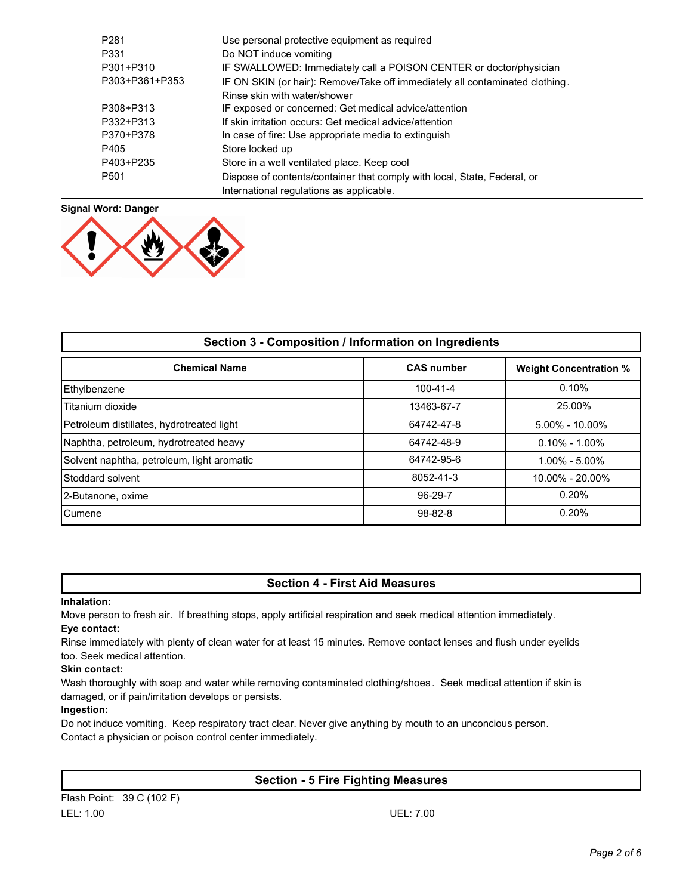| | |
|---|---|
| P281 | Use personal protective equipment as required |
| P331 | Do NOT induce vomiting |
| P301+P310 | IF SWALLOWED: Immediately call a POISON CENTER or doctor/physician |
| P303+P361+P353 | IF ON SKIN (or hair): Remove/Take off immediately all contaminated clothing. Rinse skin with water/shower |
| P308+P313 | IF exposed or concerned: Get medical advice/attention |
| P332+P313 | If skin irritation occurs: Get medical advice/attention |
| P370+P378 | In case of fire: Use appropriate media to extinguish |
| P405 | Store locked up |
| P403+P235 | Store in a well ventilated place. Keep cool |
| P501 | Dispose of contents/container that comply with local, State, Federal, or International regulations as applicable. |

**Signal Word: Danger**

## Section 3 - Composition / Information on Ingredients

| Chemical Name | CAS number | Weight Concentration % |
|---|---|---|
| Ethylbenzene | 100-41-4 | 0.10% |
| Titanium dioxide | 13463-67-7 | 25.00% |
| Petroleum distillates, hydrotreated light | 64742-47-8 | 5.00% - 10.00% |
| Naphtha, petroleum, hydrotreated heavy | 64742-48-9 | 0.10% - 1.00% |
| Solvent naphtha, petroleum, light aromatic | 64742-95-6 | 1.00% - 5.00% |
| Stoddard solvent | 8052-41-3 | 10.00% - 20.00% |
| 2-Butanone, oxime | 96-29-7 | 0.20% |
| Cumene | 98-82-8 | 0.20% |

## Section 4 - First Aid Measures

**Inhalation:**

Move person to fresh air. If breathing stops, apply artificial respiration and seek medical attention immediately.

**Eye contact:**

Rinse immediately with plenty of clean water for at least 15 minutes. Remove contact lenses and flush under eyelids too. Seek medical attention.

**Skin contact:**

Wash thoroughly with soap and water while removing contaminated clothing/shoes. Seek medical attention if skin is damaged, or if pain/irritation develops or persists.

**Ingestion:**

Do not induce vomiting. Keep respiratory tract clear. Never give anything by mouth to an unconcious person. Contact a physician or poison control center immediately.

## Section - 5 Fire Fighting Measures

Flash Point: 39 C (102 F)

LEL: 1.00

UEL: 7.00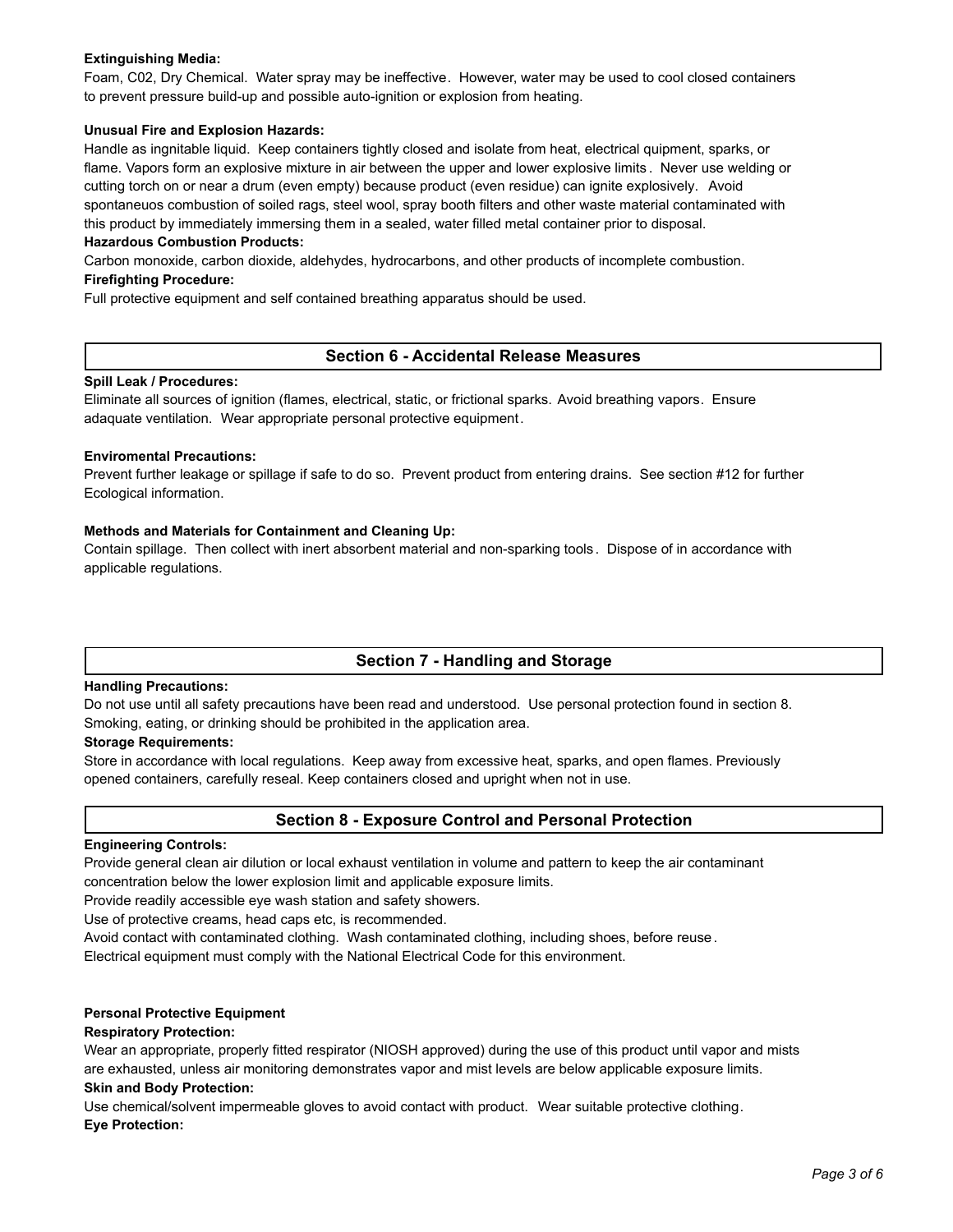**Extinguishing Media:**

Foam, C02, Dry Chemical. Water spray may be ineffective. However, water may be used to cool closed containers to prevent pressure build-up and possible auto-ignition or explosion from heating.

**Unusual Fire and Explosion Hazards:**

Handle as ingnitable liquid. Keep containers tightly closed and isolate from heat, electrical quipment, sparks, or flame. Vapors form an explosive mixture in air between the upper and lower explosive limits. Never use welding or cutting torch on or near a drum (even empty) because product (even residue) can ignite explosively. Avoid spontaneuos combustion of soiled rags, steel wool, spray booth filters and other waste material contaminated with this product by immediately immersing them in a sealed, water filled metal container prior to disposal.

**Hazardous Combustion Products:**

Carbon monoxide, carbon dioxide, aldehydes, hydrocarbons, and other products of incomplete combustion.

**Firefighting Procedure:**

Full protective equipment and self contained breathing apparatus should be used.

## Section 6 - Accidental Release Measures

**Spill Leak / Procedures:**

Eliminate all sources of ignition (flames, electrical, static, or frictional sparks. Avoid breathing vapors. Ensure adaquate ventilation. Wear appropriate personal protective equipment.

**Enviromental Precautions:**

Prevent further leakage or spillage if safe to do so. Prevent product from entering drains. See section #12 for further Ecological information.

**Methods and Materials for Containment and Cleaning Up:**

Contain spillage. Then collect with inert absorbent material and non-sparking tools. Dispose of in accordance with applicable regulations.

## Section 7 - Handling and Storage

**Handling Precautions:**

Do not use until all safety precautions have been read and understood. Use personal protection found in section 8. Smoking, eating, or drinking should be prohibited in the application area.

**Storage Requirements:**

Store in accordance with local regulations. Keep away from excessive heat, sparks, and open flames. Previously opened containers, carefully reseal. Keep containers closed and upright when not in use.

## Section 8 - Exposure Control and Personal Protection

**Engineering Controls:**

Provide general clean air dilution or local exhaust ventilation in volume and pattern to keep the air contaminant concentration below the lower explosion limit and applicable exposure limits.

Provide readily accessible eye wash station and safety showers.

Use of protective creams, head caps etc, is recommended.

Avoid contact with contaminated clothing. Wash contaminated clothing, including shoes, before reuse.

Electrical equipment must comply with the National Electrical Code for this environment.

**Personal Protective Equipment**

**Respiratory Protection:**

Wear an appropriate, properly fitted respirator (NIOSH approved) during the use of this product until vapor and mists are exhausted, unless air monitoring demonstrates vapor and mist levels are below applicable exposure limits.

**Skin and Body Protection:**

Use chemical/solvent impermeable gloves to avoid contact with product. Wear suitable protective clothing.

**Eye Protection:**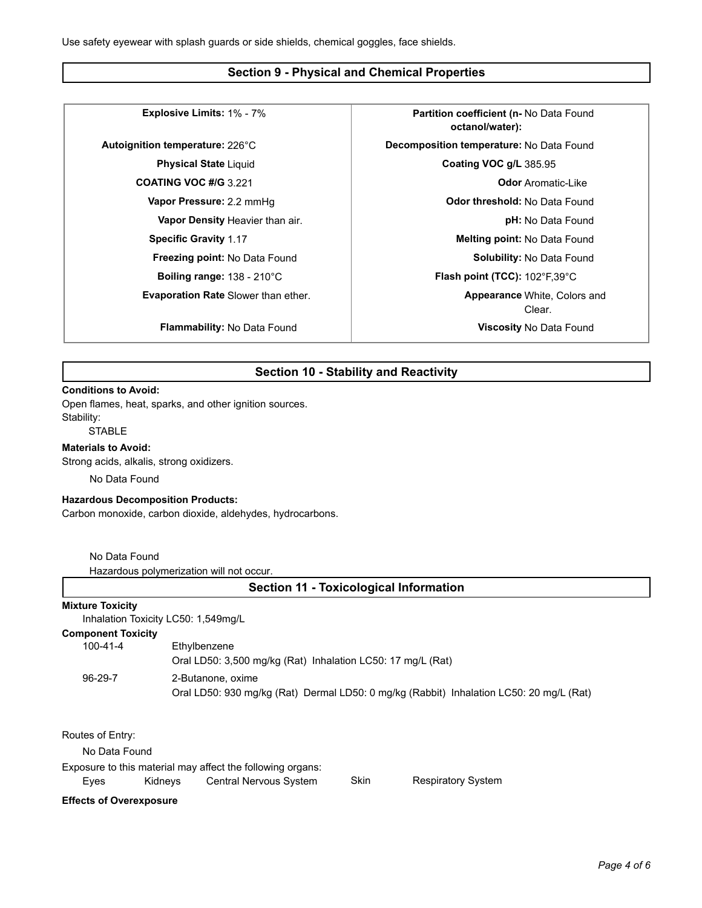Use safety eyewear with splash guards or side shields, chemical goggles, face shields.

## Section 9 - Physical and Chemical Properties

| | | | |
|---|---|---|---|
| **Explosive Limits:** | 1% - 7% | **Partition coefficient (n-octanol/water):** | No Data Found |
| **Autoignition temperature:** | 226°C | **Decomposition temperature:** | No Data Found |
| **Physical State** | Liquid | **Coating VOC g/L** | 385.95 |
| **COATING VOC #/G** | 3.221 | **Odor** | Aromatic-Like |
| **Vapor Pressure:** | 2.2 mmHg | **Odor threshold:** | No Data Found |
| **Vapor Density** | Heavier than air. | **pH:** | No Data Found |
| **Specific Gravity** | 1.17 | **Melting point:** | No Data Found |
| **Freezing point:** | No Data Found | **Solubility:** | No Data Found |
| **Boiling range:** | 138 - 210°C | **Flash point (TCC):** | 102°F,39°C |
| **Evaporation Rate** | Slower than ether. | **Appearance** | White, Colors and Clear. |
| **Flammability:** | No Data Found | **Viscosity** | No Data Found |

## Section 10 - Stability and Reactivity

**Conditions to Avoid:**
Open flames, heat, sparks, and other ignition sources.
Stability:
STABLE

**Materials to Avoid:**
Strong acids, alkalis, strong oxidizers.

No Data Found

**Hazardous Decomposition Products:**
Carbon monoxide, carbon dioxide, aldehydes, hydrocarbons.

No Data Found

Hazardous polymerization will not occur.

## Section 11 - Toxicological Information

**Mixture Toxicity**

Inhalation Toxicity LC50: 1,549mg/L

**Component Toxicity**

| | |
|---|---|
| 100-41-4 | Ethylbenzene<br>Oral LD50: 3,500 mg/kg (Rat) Inhalation LC50: 17 mg/L (Rat) |
| 96-29-7 | 2-Butanone, oxime<br>Oral LD50: 930 mg/kg (Rat) Dermal LD50: 0 mg/kg (Rabbit) Inhalation LC50: 20 mg/L (Rat) |

Routes of Entry:

No Data Found

Exposure to this material may affect the following organs:

Eyes Kidneys Central Nervous System Skin Respiratory System

**Effects of Overexposure**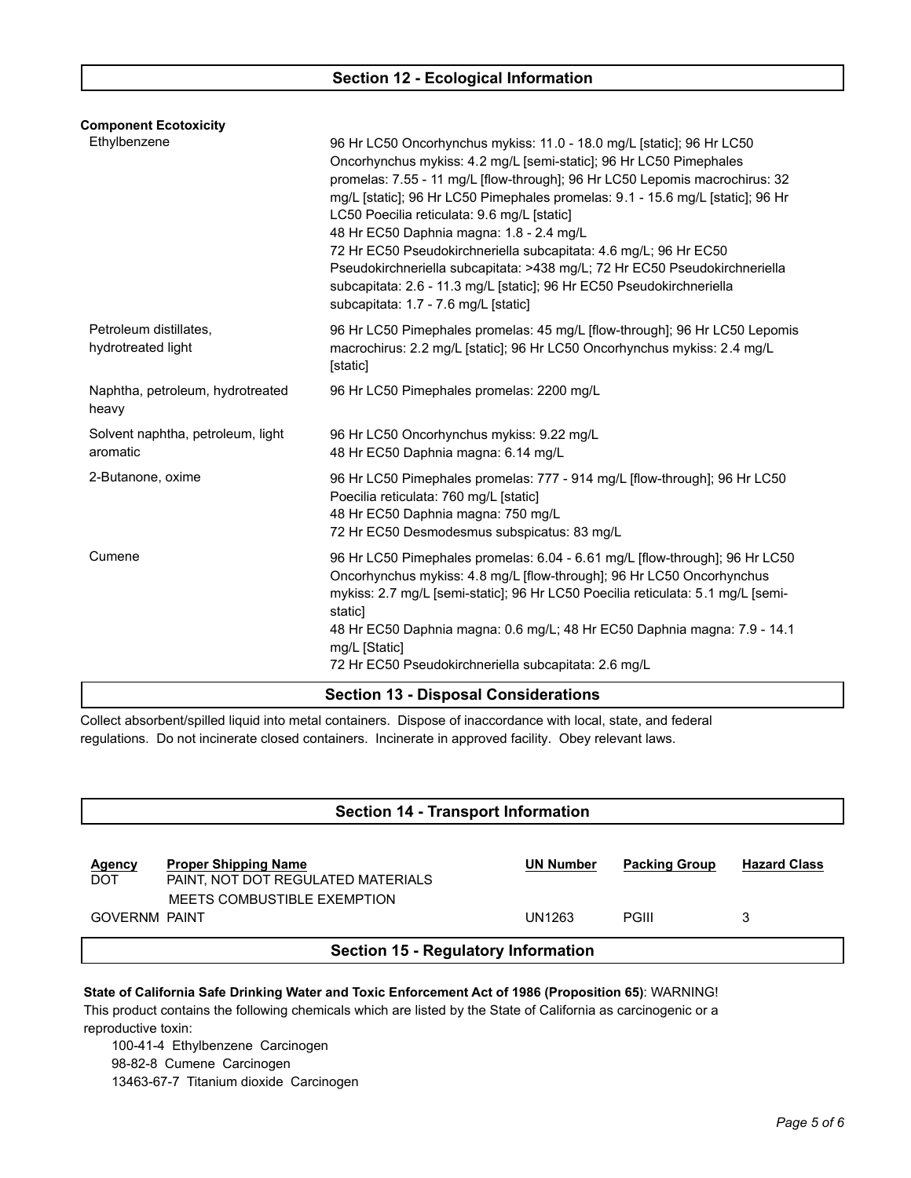## Section 12 - Ecological Information

**Component Ecotoxicity**

| Component | Ecotoxicity |
|---|---|
| Ethylbenzene | 96 Hr LC50 Oncorhynchus mykiss: 11.0 - 18.0 mg/L [static]; 96 Hr LC50 Oncorhynchus mykiss: 4.2 mg/L [semi-static]; 96 Hr LC50 Pimephales promelas: 7.55 - 11 mg/L [flow-through]; 96 Hr LC50 Lepomis macrochirus: 32 mg/L [static]; 96 Hr LC50 Pimephales promelas: 9.1 - 15.6 mg/L [static]; 96 Hr LC50 Poecilia reticulata: 9.6 mg/L [static]<br>48 Hr EC50 Daphnia magna: 1.8 - 2.4 mg/L<br>72 Hr EC50 Pseudokirchneriella subcapitata: 4.6 mg/L; 96 Hr EC50 Pseudokirchneriella subcapitata: >438 mg/L; 72 Hr EC50 Pseudokirchneriella subcapitata: 2.6 - 11.3 mg/L [static]; 96 Hr EC50 Pseudokirchneriella subcapitata: 1.7 - 7.6 mg/L [static] |
| Petroleum distillates, hydrotreated light | 96 Hr LC50 Pimephales promelas: 45 mg/L [flow-through]; 96 Hr LC50 Lepomis macrochirus: 2.2 mg/L [static]; 96 Hr LC50 Oncorhynchus mykiss: 2.4 mg/L [static] |
| Naphtha, petroleum, hydrotreated heavy | 96 Hr LC50 Pimephales promelas: 2200 mg/L |
| Solvent naphtha, petroleum, light aromatic | 96 Hr LC50 Oncorhynchus mykiss: 9.22 mg/L<br>48 Hr EC50 Daphnia magna: 6.14 mg/L |
| 2-Butanone, oxime | 96 Hr LC50 Pimephales promelas: 777 - 914 mg/L [flow-through]; 96 Hr LC50 Poecilia reticulata: 760 mg/L [static]<br>48 Hr EC50 Daphnia magna: 750 mg/L<br>72 Hr EC50 Desmodesmus subspicatus: 83 mg/L |
| Cumene | 96 Hr LC50 Pimephales promelas: 6.04 - 6.61 mg/L [flow-through]; 96 Hr LC50 Oncorhynchus mykiss: 4.8 mg/L [flow-through]; 96 Hr LC50 Oncorhynchus mykiss: 2.7 mg/L [semi-static]; 96 Hr LC50 Poecilia reticulata: 5.1 mg/L [semi-static]<br>48 Hr EC50 Daphnia magna: 0.6 mg/L; 48 Hr EC50 Daphnia magna: 7.9 - 14.1 mg/L [Static]<br>72 Hr EC50 Pseudokirchneriella subcapitata: 2.6 mg/L |

## Section 13 - Disposal Considerations

Collect absorbent/spilled liquid into metal containers. Dispose of inaccordance with local, state, and federal regulations. Do not incinerate closed containers. Incinerate in approved facility. Obey relevant laws.

## Section 14 - Transport Information

| Agency | Proper Shipping Name | UN Number | Packing Group | Hazard Class |
|---|---|---|---|---|
| DOT | PAINT, NOT DOT REGULATED MATERIALS MEETS COMBUSTIBLE EXEMPTION | | | |
| GOVERNM | PAINT | UN1263 | PGIII | 3 |

## Section 15 - Regulatory Information

**State of California Safe Drinking Water and Toxic Enforcement Act of 1986 (Proposition 65)**: WARNING! This product contains the following chemicals which are listed by the State of California as carcinogenic or a reproductive toxin:

100-41-4 Ethylbenzene Carcinogen
98-82-8 Cumene Carcinogen
13463-67-7 Titanium dioxide Carcinogen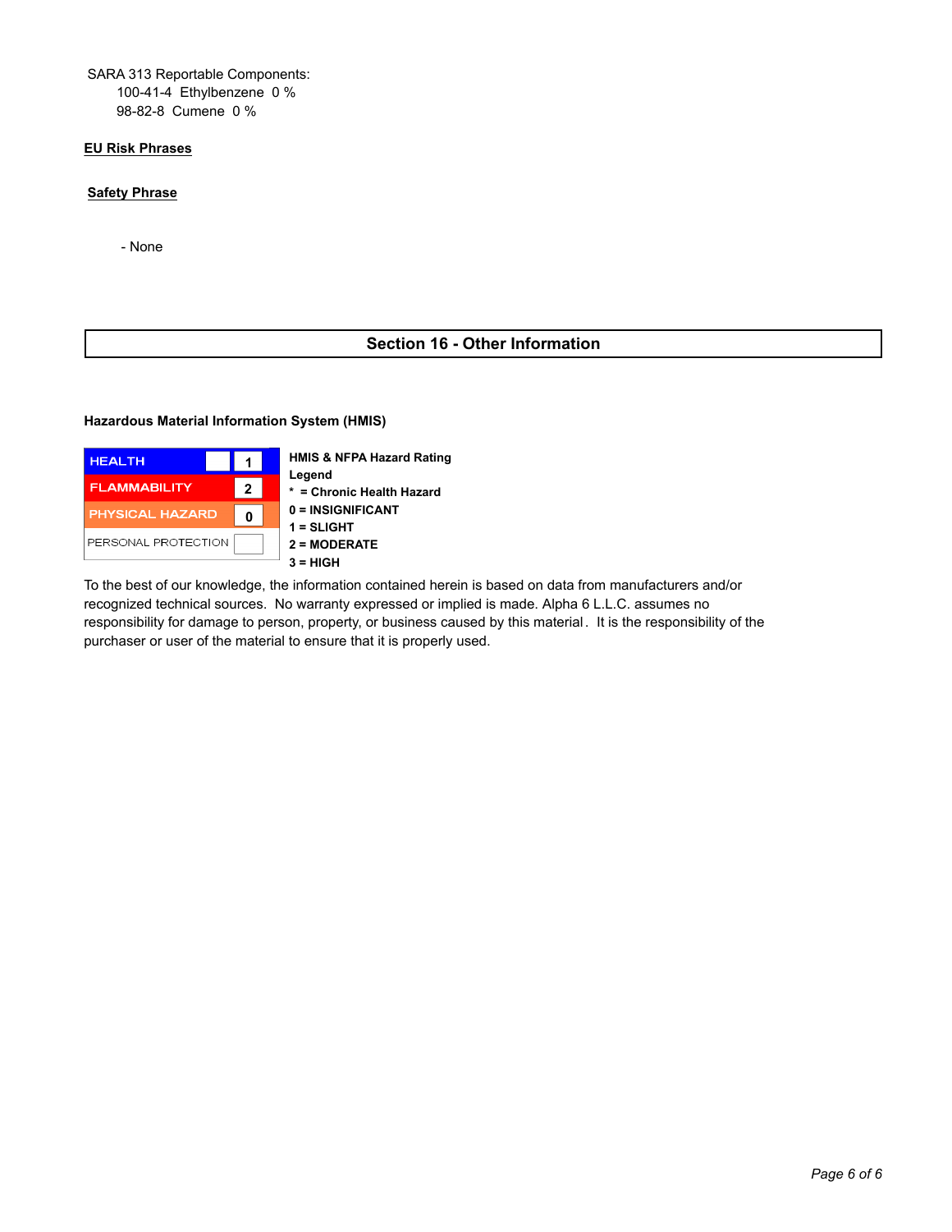SARA 313 Reportable Components:
100-41-4 Ethylbenzene 0 %
98-82-8 Cumene 0 %

**EU Risk Phrases**

**Safety Phrase**

- None

## Section 16 - Other Information

**Hazardous Material Information System (HMIS)**

| | | |
|---|---|---|
| HEALTH | | 1 |
| FLAMMABILITY | | 2 |
| PHYSICAL HAZARD | | 0 |
| PERSONAL PROTECTION | | |

**HMIS & NFPA Hazard Rating Legend**
**\* = Chronic Health Hazard**
**0 = INSIGNIFICANT**
**1 = SLIGHT**
**2 = MODERATE**
**3 = HIGH**

To the best of our knowledge, the information contained herein is based on data from manufacturers and/or recognized technical sources. No warranty expressed or implied is made. Alpha 6 L.L.C. assumes no responsibility for damage to person, property, or business caused by this material. It is the responsibility of the purchaser or user of the material to ensure that it is properly used.